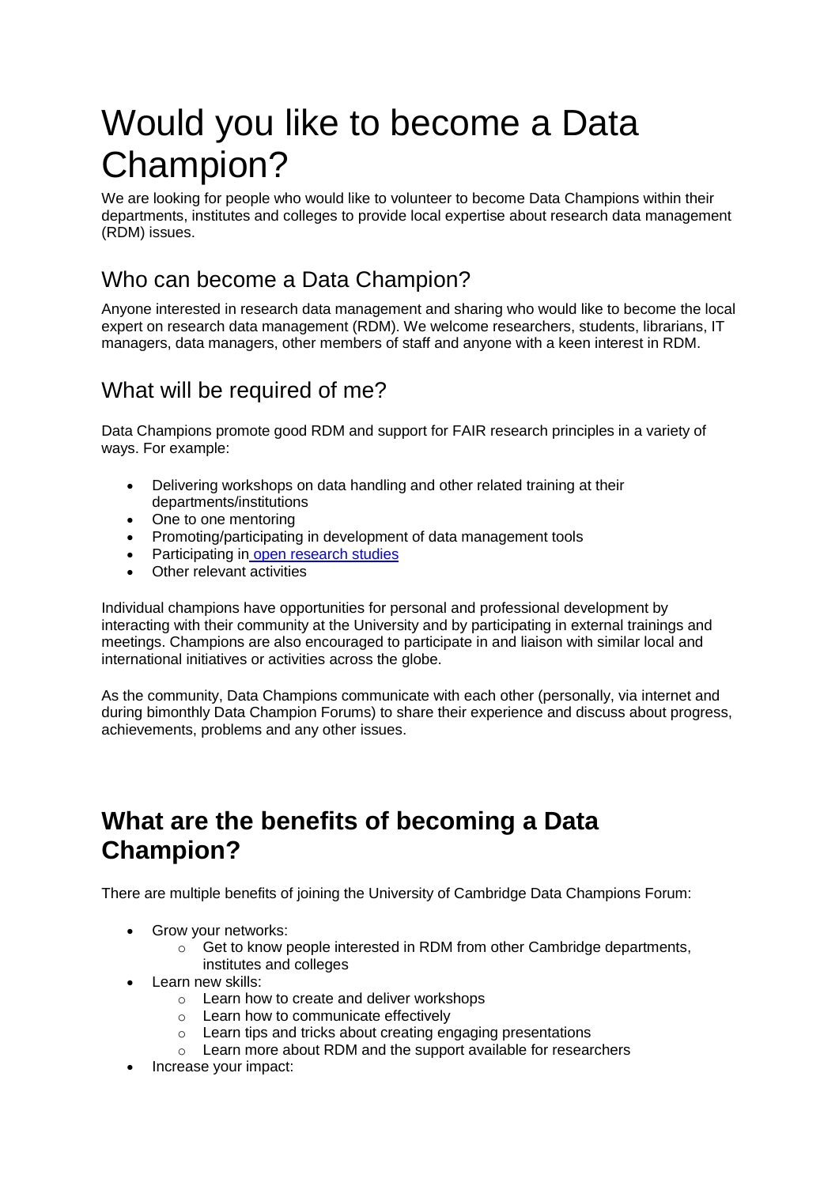# Would you like to become a Data Champion?

We are looking for people who would like to volunteer to become Data Champions within their departments, institutes and colleges to provide local expertise about research data management (RDM) issues.

## Who can become a Data Champion?

Anyone interested in research data management and sharing who would like to become the local expert on research data management (RDM). We welcome researchers, students, librarians, IT managers, data managers, other members of staff and anyone with a keen interest in RDM.

## What will be required of me?

Data Champions promote good RDM and support for FAIR research principles in a variety of ways. For example:

- Delivering workshops on data handling and other related training at their departments/institutions
- One to one mentoring
- Promoting/participating in development of data management tools
- Participating in open research studies
- Other relevant activities

Individual champions have opportunities for personal and professional development by interacting with their community at the University and by participating in external trainings and meetings. Champions are also encouraged to participate in and liaison with similar local and international initiatives or activities across the globe.

As the community, Data Champions communicate with each other (personally, via internet and during bimonthly Data Champion Forums) to share their experience and discuss about progress, achievements, problems and any other issues.

## **What are the benefits of becoming a Data Champion?**

There are multiple benefits of joining the University of Cambridge Data Champions Forum:

- Grow your networks:
    - Get to know people interested in RDM from other Cambridge departments, institutes and colleges
- Learn new skills:
    - Learn how to create and deliver workshops
    - Learn how to communicate effectively
    - Learn tips and tricks about creating engaging presentations
    - Learn more about RDM and the support available for researchers
- Increase your impact: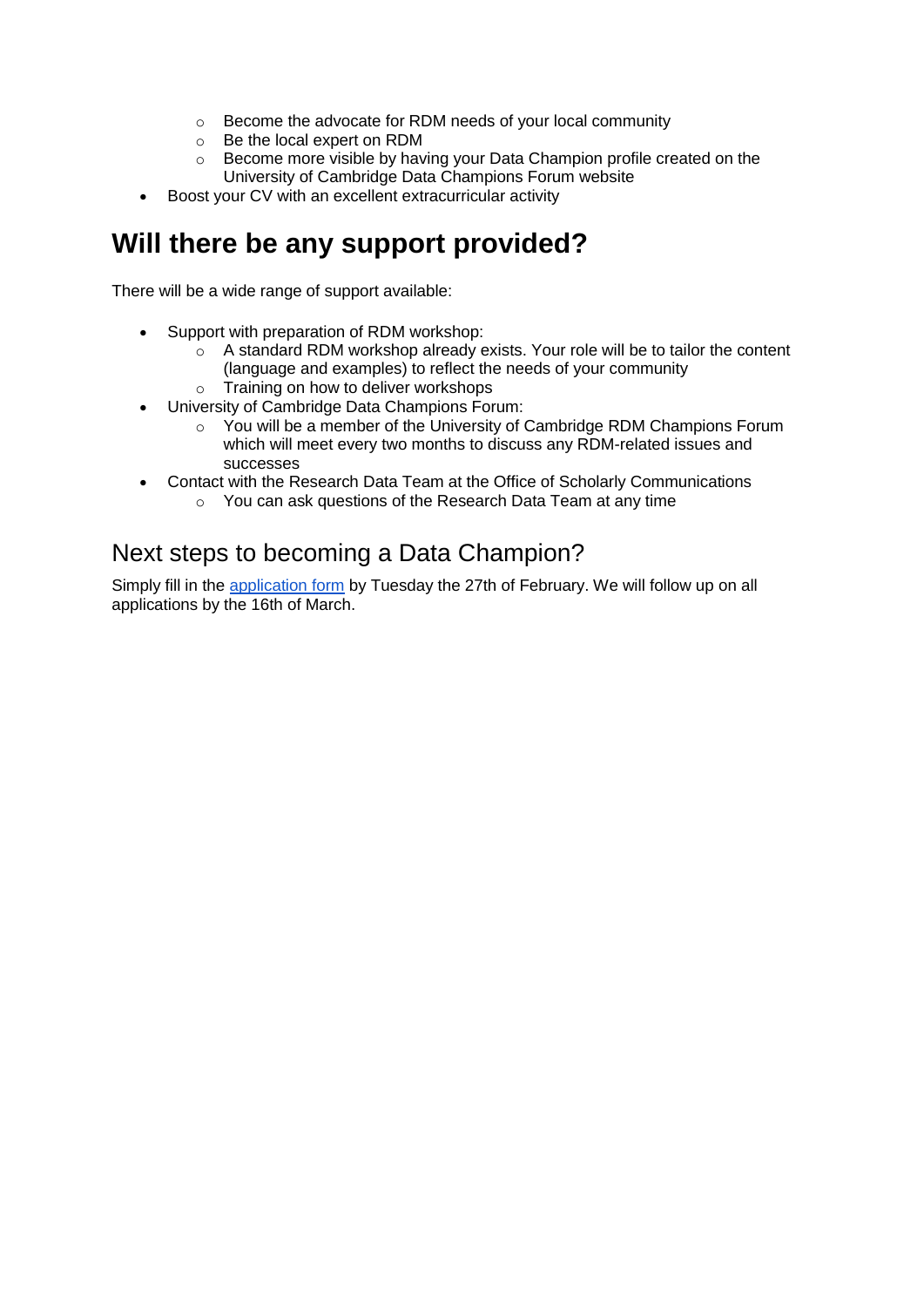- Become the advocate for RDM needs of your local community
  - Be the local expert on RDM
  - Become more visible by having your Data Champion profile created on the University of Cambridge Data Champions Forum website
- Boost your CV with an excellent extracurricular activity

# Will there be any support provided?

There will be a wide range of support available:

- Support with preparation of RDM workshop:
  - A standard RDM workshop already exists. Your role will be to tailor the content (language and examples) to reflect the needs of your community
  - Training on how to deliver workshops
- University of Cambridge Data Champions Forum:
  - You will be a member of the University of Cambridge RDM Champions Forum which will meet every two months to discuss any RDM-related issues and successes
- Contact with the Research Data Team at the Office of Scholarly Communications
  - You can ask questions of the Research Data Team at any time

## Next steps to becoming a Data Champion?

Simply fill in the application form by Tuesday the 27th of February. We will follow up on all applications by the 16th of March.